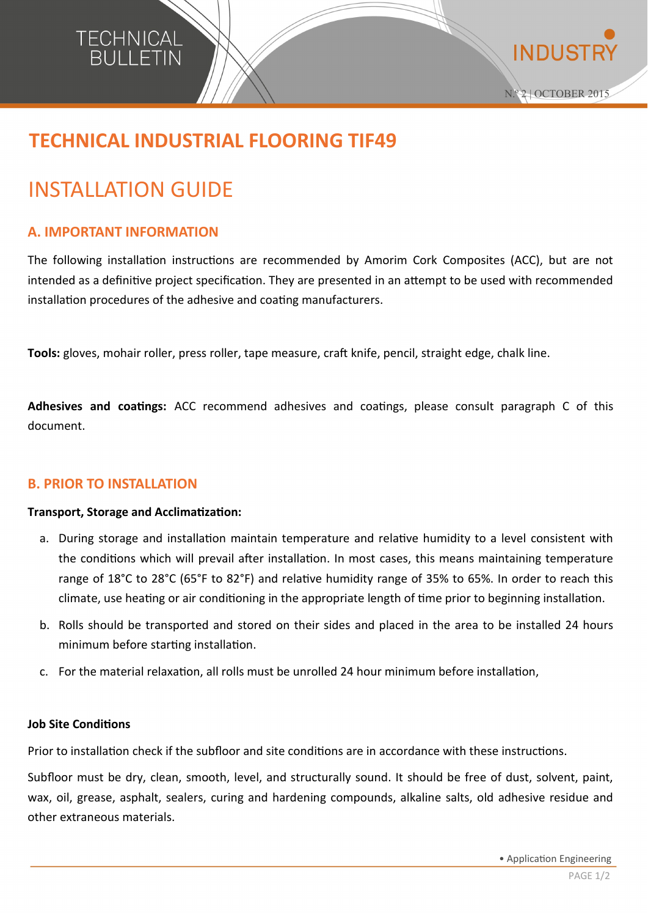TECHNICAL BULLETIN

INDUSTRY

N.º 2 | OCTOBER 2015

# TECHNICAL INDUSTRIAL FLOORING TIF49

# INSTALLATION GUIDE

## A. IMPORTANT INFORMATION

The following installation instructions are recommended by Amorim Cork Composites (ACC), but are not intended as a definitive project specification. They are presented in an attempt to be used with recommended installation procedures of the adhesive and coating manufacturers.

**Tools:** gloves, mohair roller, press roller, tape measure, craft knife, pencil, straight edge, chalk line.

**Adhesives and coatings:** ACC recommend adhesives and coatings, please consult paragraph C of this document.

## B. PRIOR TO INSTALLATION

**Transport, Storage and Acclimatization:**

a. During storage and installation maintain temperature and relative humidity to a level consistent with the conditions which will prevail after installation. In most cases, this means maintaining temperature range of 18°C to 28°C (65°F to 82°F) and relative humidity range of 35% to 65%. In order to reach this climate, use heating or air conditioning in the appropriate length of time prior to beginning installation.

b. Rolls should be transported and stored on their sides and placed in the area to be installed 24 hours minimum before starting installation.

c. For the material relaxation, all rolls must be unrolled 24 hour minimum before installation,

**Job Site Conditions**

Prior to installation check if the subfloor and site conditions are in accordance with these instructions.

Subfloor must be dry, clean, smooth, level, and structurally sound. It should be free of dust, solvent, paint, wax, oil, grease, asphalt, sealers, curing and hardening compounds, alkaline salts, old adhesive residue and other extraneous materials.

• Application Engineering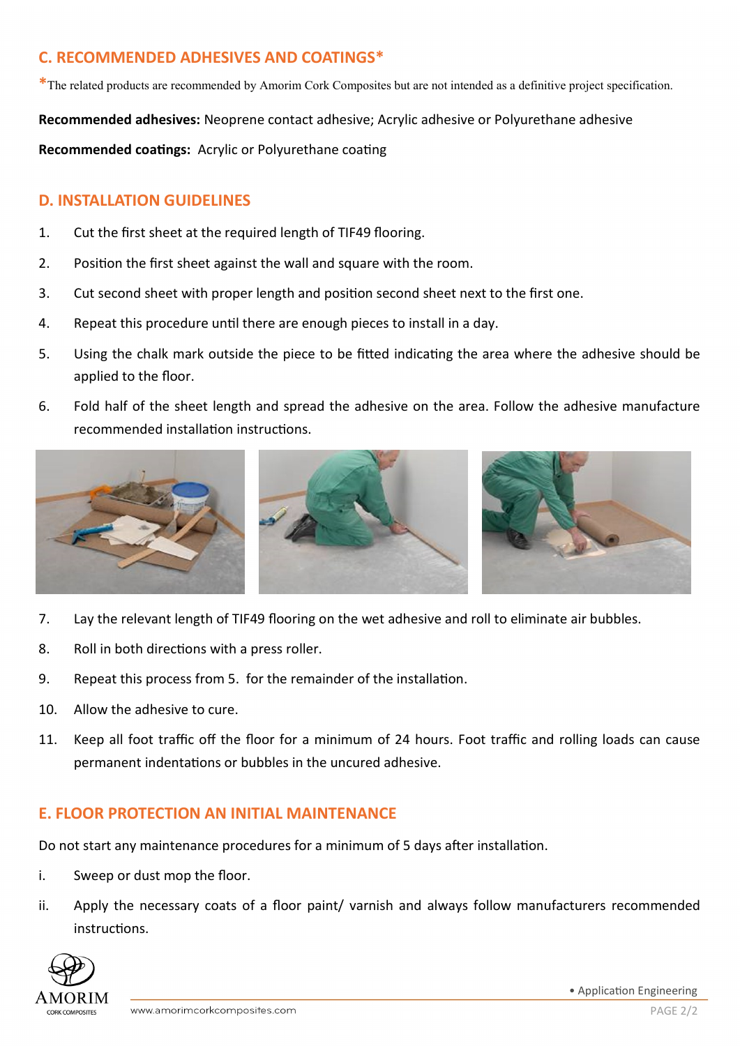## C. RECOMMENDED ADHESIVES AND COATINGS*

*The related products are recommended by Amorim Cork Composites but are not intended as a definitive project specification.

**Recommended adhesives:** Neoprene contact adhesive; Acrylic adhesive or Polyurethane adhesive

**Recommended coatings:** Acrylic or Polyurethane coating

## D. INSTALLATION GUIDELINES

1. Cut the first sheet at the required length of TIF49 flooring.
2. Position the first sheet against the wall and square with the room.
3. Cut second sheet with proper length and position second sheet next to the first one.
4. Repeat this procedure until there are enough pieces to install in a day.
5. Using the chalk mark outside the piece to be fitted indicating the area where the adhesive should be applied to the floor.
6. Fold half of the sheet length and spread the adhesive on the area. Follow the adhesive manufacture recommended installation instructions.
7. Lay the relevant length of TIF49 flooring on the wet adhesive and roll to eliminate air bubbles.
8. Roll in both directions with a press roller.
9. Repeat this process from 5. for the remainder of the installation.
10. Allow the adhesive to cure.
11. Keep all foot traffic off the floor for a minimum of 24 hours. Foot traffic and rolling loads can cause permanent indentations or bubbles in the uncured adhesive.

## E. FLOOR PROTECTION AN INITIAL MAINTENANCE

Do not start any maintenance procedures for a minimum of 5 days after installation.

i. Sweep or dust mop the floor.

ii. Apply the necessary coats of a floor paint/ varnish and always follow manufacturers recommended instructions.

AMORIM CORK COMPOSITES

• Application Engineering

www.amorimcorkcomposites.com